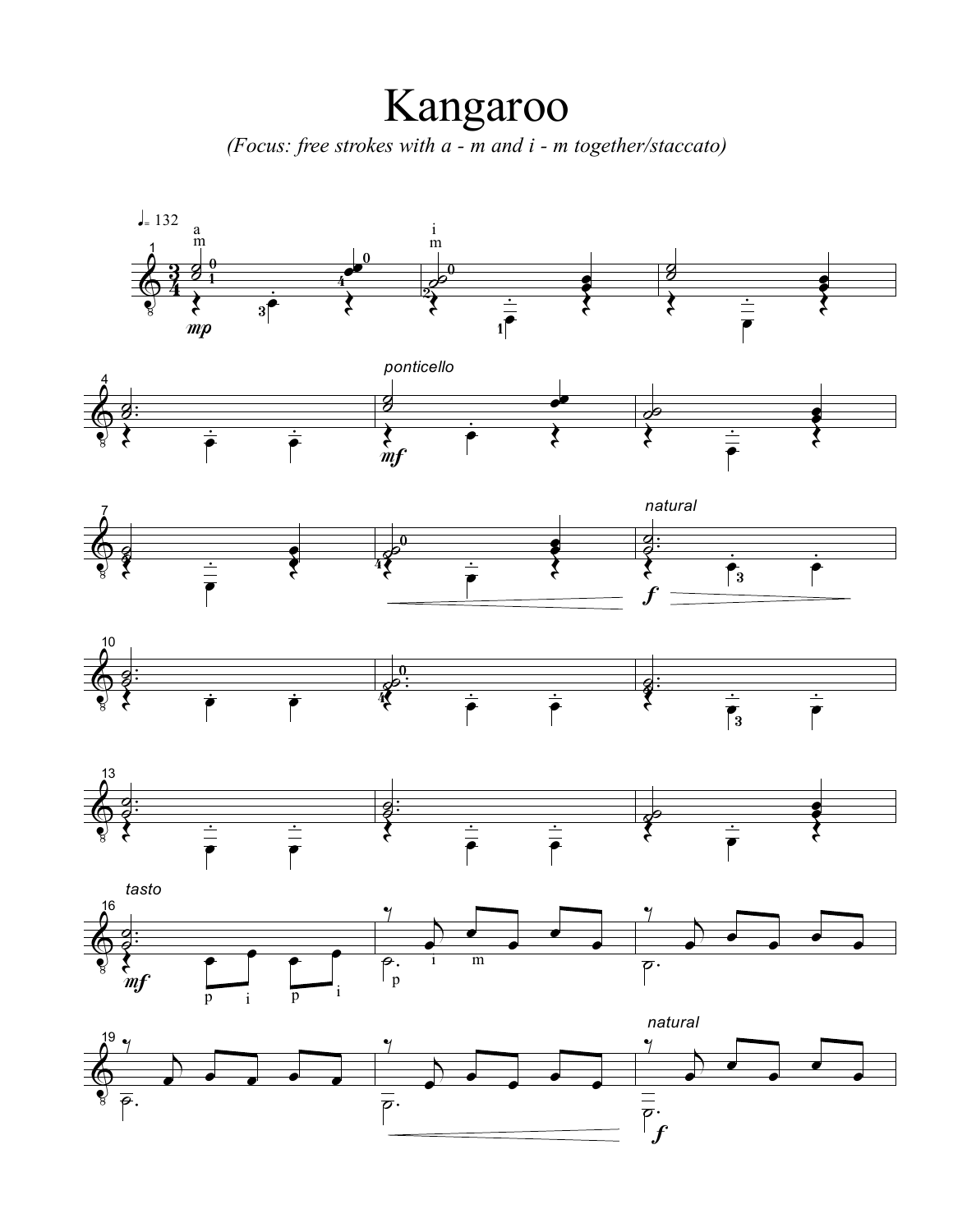# Kangaroo

*(Focus: free strokes with a - m and i - m together/staccato)*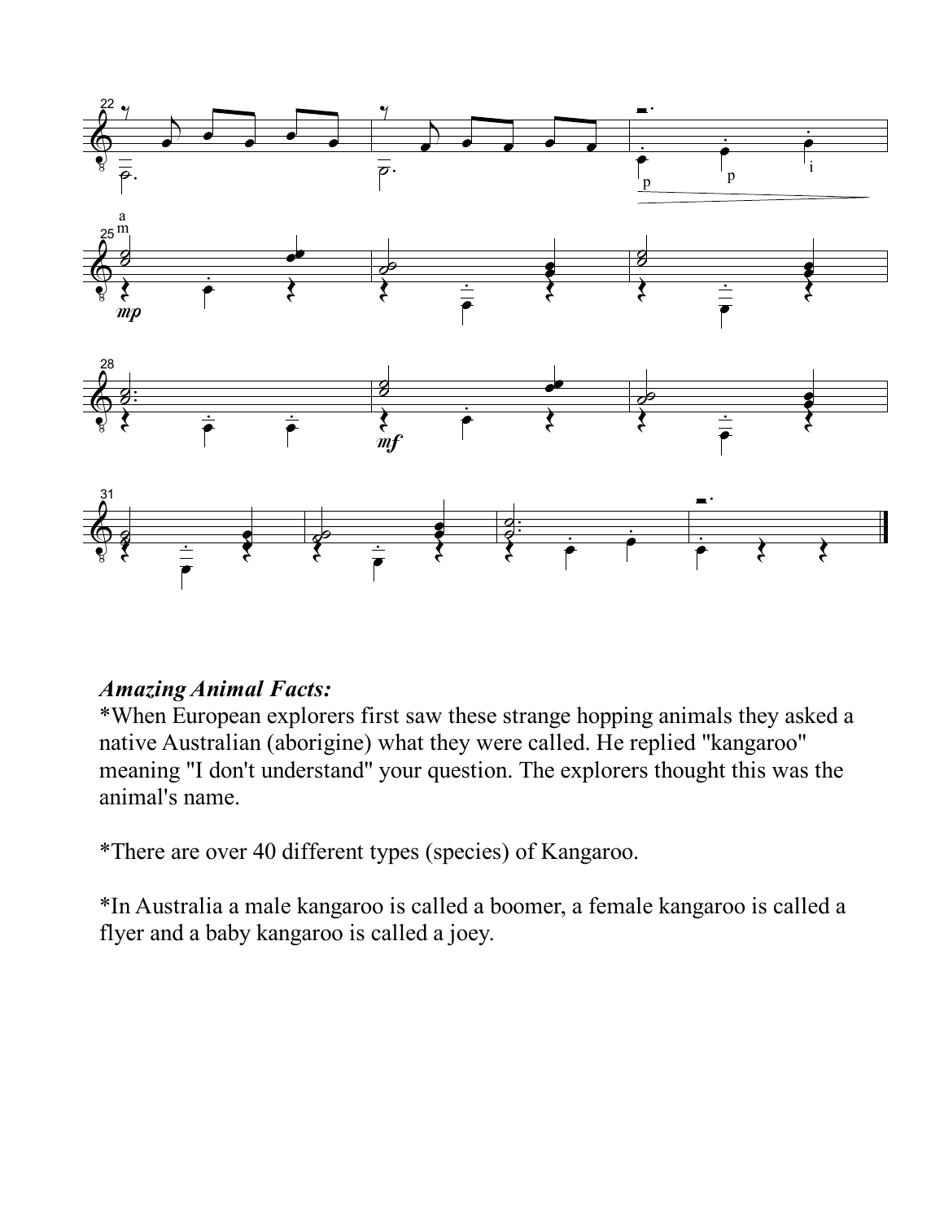***Amazing Animal Facts:***
*When European explorers first saw these strange hopping animals they asked a native Australian (aborigine) what they were called. He replied "kangaroo" meaning "I don't understand" your question. The explorers thought this was the animal's name.

*There are over 40 different types (species) of Kangaroo.

*In Australia a male kangaroo is called a boomer, a female kangaroo is called a flyer and a baby kangaroo is called a joey.